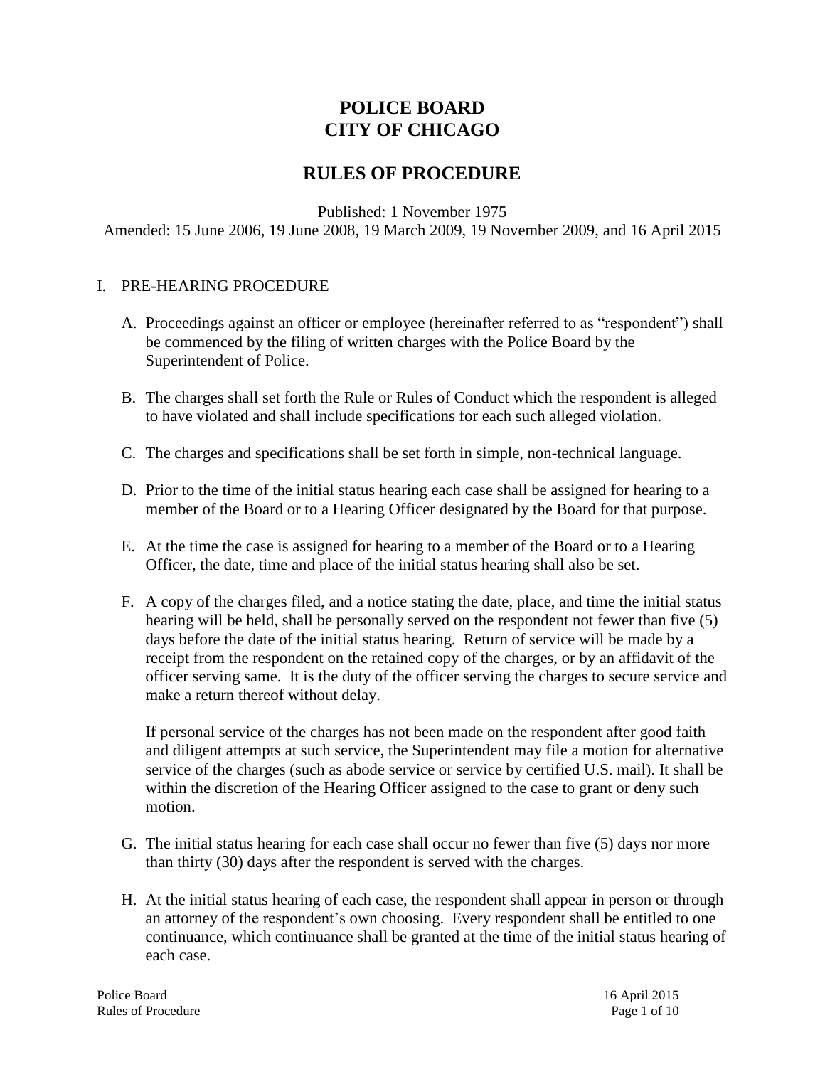# POLICE BOARD
# CITY OF CHICAGO

## RULES OF PROCEDURE

Published: 1 November 1975
Amended: 15 June 2006, 19 June 2008, 19 March 2009, 19 November 2009, and 16 April 2015

### I. PRE-HEARING PROCEDURE

A. Proceedings against an officer or employee (hereinafter referred to as "respondent") shall be commenced by the filing of written charges with the Police Board by the Superintendent of Police.

B. The charges shall set forth the Rule or Rules of Conduct which the respondent is alleged to have violated and shall include specifications for each such alleged violation.

C. The charges and specifications shall be set forth in simple, non-technical language.

D. Prior to the time of the initial status hearing each case shall be assigned for hearing to a member of the Board or to a Hearing Officer designated by the Board for that purpose.

E. At the time the case is assigned for hearing to a member of the Board or to a Hearing Officer, the date, time and place of the initial status hearing shall also be set.

F. A copy of the charges filed, and a notice stating the date, place, and time the initial status hearing will be held, shall be personally served on the respondent not fewer than five (5) days before the date of the initial status hearing. Return of service will be made by a receipt from the respondent on the retained copy of the charges, or by an affidavit of the officer serving same. It is the duty of the officer serving the charges to secure service and make a return thereof without delay.

   If personal service of the charges has not been made on the respondent after good faith and diligent attempts at such service, the Superintendent may file a motion for alternative service of the charges (such as abode service or service by certified U.S. mail). It shall be within the discretion of the Hearing Officer assigned to the case to grant or deny such motion.

G. The initial status hearing for each case shall occur no fewer than five (5) days nor more than thirty (30) days after the respondent is served with the charges.

H. At the initial status hearing of each case, the respondent shall appear in person or through an attorney of the respondent's own choosing. Every respondent shall be entitled to one continuance, which continuance shall be granted at the time of the initial status hearing of each case.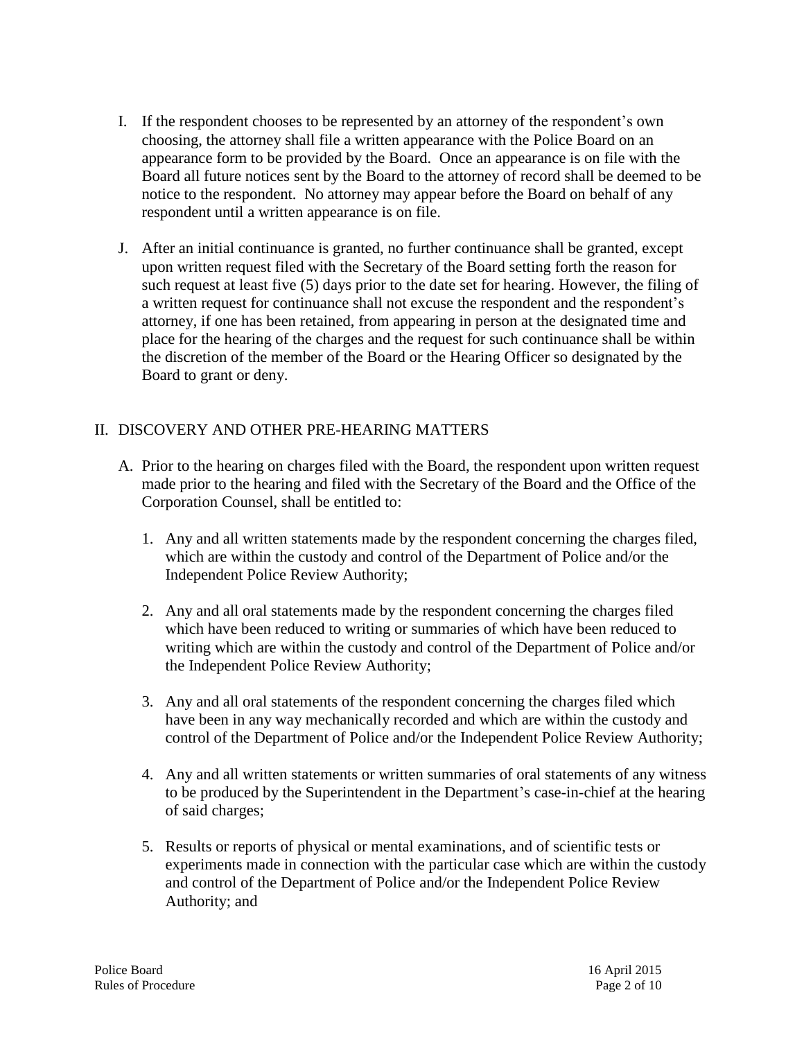I. If the respondent chooses to be represented by an attorney of the respondent's own choosing, the attorney shall file a written appearance with the Police Board on an appearance form to be provided by the Board. Once an appearance is on file with the Board all future notices sent by the Board to the attorney of record shall be deemed to be notice to the respondent. No attorney may appear before the Board on behalf of any respondent until a written appearance is on file.

J. After an initial continuance is granted, no further continuance shall be granted, except upon written request filed with the Secretary of the Board setting forth the reason for such request at least five (5) days prior to the date set for hearing. However, the filing of a written request for continuance shall not excuse the respondent and the respondent's attorney, if one has been retained, from appearing in person at the designated time and place for the hearing of the charges and the request for such continuance shall be within the discretion of the member of the Board or the Hearing Officer so designated by the Board to grant or deny.

## II. DISCOVERY AND OTHER PRE-HEARING MATTERS

A. Prior to the hearing on charges filed with the Board, the respondent upon written request made prior to the hearing and filed with the Secretary of the Board and the Office of the Corporation Counsel, shall be entitled to:

1. Any and all written statements made by the respondent concerning the charges filed, which are within the custody and control of the Department of Police and/or the Independent Police Review Authority;

2. Any and all oral statements made by the respondent concerning the charges filed which have been reduced to writing or summaries of which have been reduced to writing which are within the custody and control of the Department of Police and/or the Independent Police Review Authority;

3. Any and all oral statements of the respondent concerning the charges filed which have been in any way mechanically recorded and which are within the custody and control of the Department of Police and/or the Independent Police Review Authority;

4. Any and all written statements or written summaries of oral statements of any witness to be produced by the Superintendent in the Department's case-in-chief at the hearing of said charges;

5. Results or reports of physical or mental examinations, and of scientific tests or experiments made in connection with the particular case which are within the custody and control of the Department of Police and/or the Independent Police Review Authority; and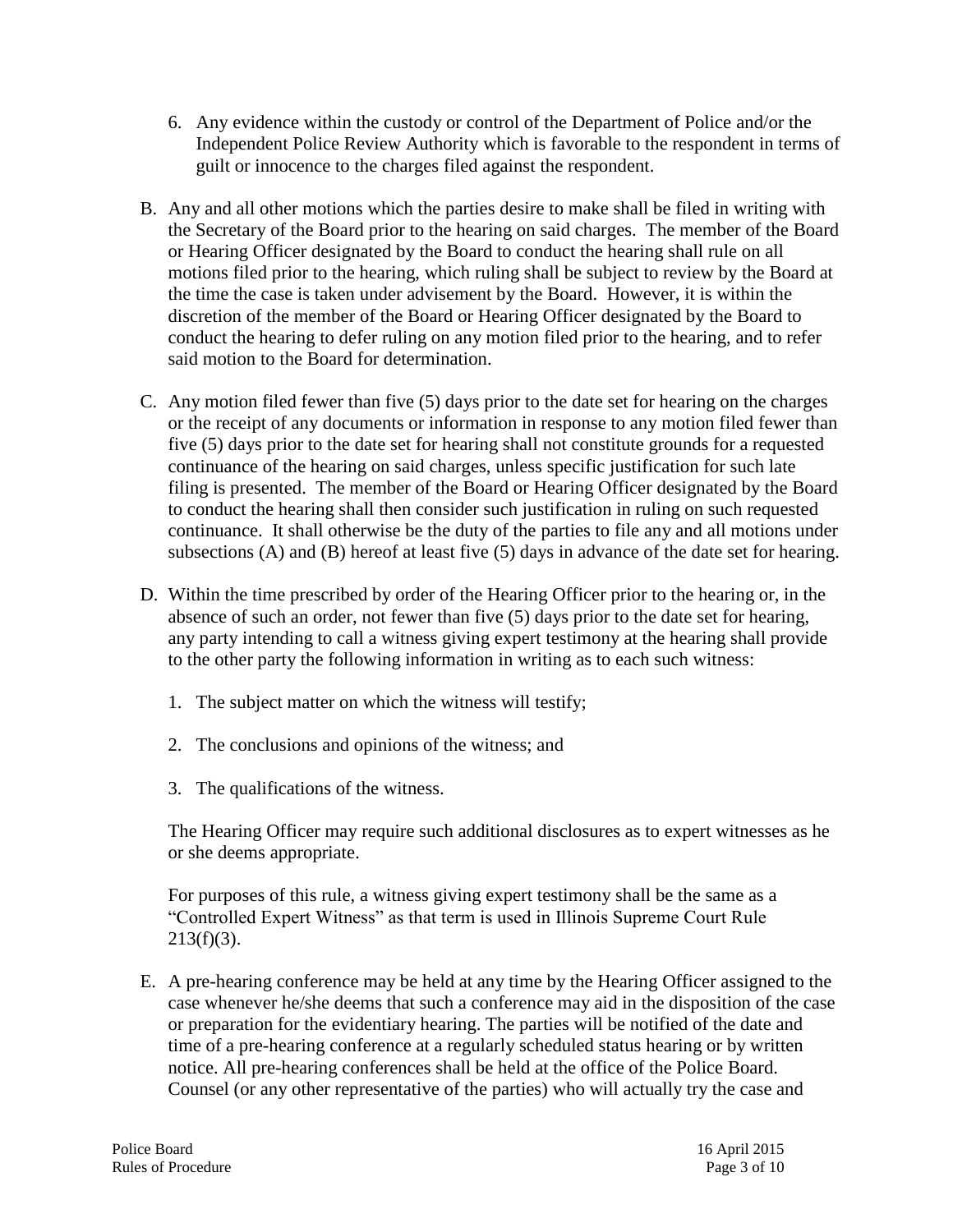6. Any evidence within the custody or control of the Department of Police and/or the Independent Police Review Authority which is favorable to the respondent in terms of guilt or innocence to the charges filed against the respondent.

B. Any and all other motions which the parties desire to make shall be filed in writing with the Secretary of the Board prior to the hearing on said charges. The member of the Board or Hearing Officer designated by the Board to conduct the hearing shall rule on all motions filed prior to the hearing, which ruling shall be subject to review by the Board at the time the case is taken under advisement by the Board. However, it is within the discretion of the member of the Board or Hearing Officer designated by the Board to conduct the hearing to defer ruling on any motion filed prior to the hearing, and to refer said motion to the Board for determination.

C. Any motion filed fewer than five (5) days prior to the date set for hearing on the charges or the receipt of any documents or information in response to any motion filed fewer than five (5) days prior to the date set for hearing shall not constitute grounds for a requested continuance of the hearing on said charges, unless specific justification for such late filing is presented. The member of the Board or Hearing Officer designated by the Board to conduct the hearing shall then consider such justification in ruling on such requested continuance. It shall otherwise be the duty of the parties to file any and all motions under subsections (A) and (B) hereof at least five (5) days in advance of the date set for hearing.

D. Within the time prescribed by order of the Hearing Officer prior to the hearing or, in the absence of such an order, not fewer than five (5) days prior to the date set for hearing, any party intending to call a witness giving expert testimony at the hearing shall provide to the other party the following information in writing as to each such witness:

   1. The subject matter on which the witness will testify;

   2. The conclusions and opinions of the witness; and

   3. The qualifications of the witness.

   The Hearing Officer may require such additional disclosures as to expert witnesses as he or she deems appropriate.

   For purposes of this rule, a witness giving expert testimony shall be the same as a "Controlled Expert Witness" as that term is used in Illinois Supreme Court Rule 213(f)(3).

E. A pre-hearing conference may be held at any time by the Hearing Officer assigned to the case whenever he/she deems that such a conference may aid in the disposition of the case or preparation for the evidentiary hearing. The parties will be notified of the date and time of a pre-hearing conference at a regularly scheduled status hearing or by written notice. All pre-hearing conferences shall be held at the office of the Police Board. Counsel (or any other representative of the parties) who will actually try the case and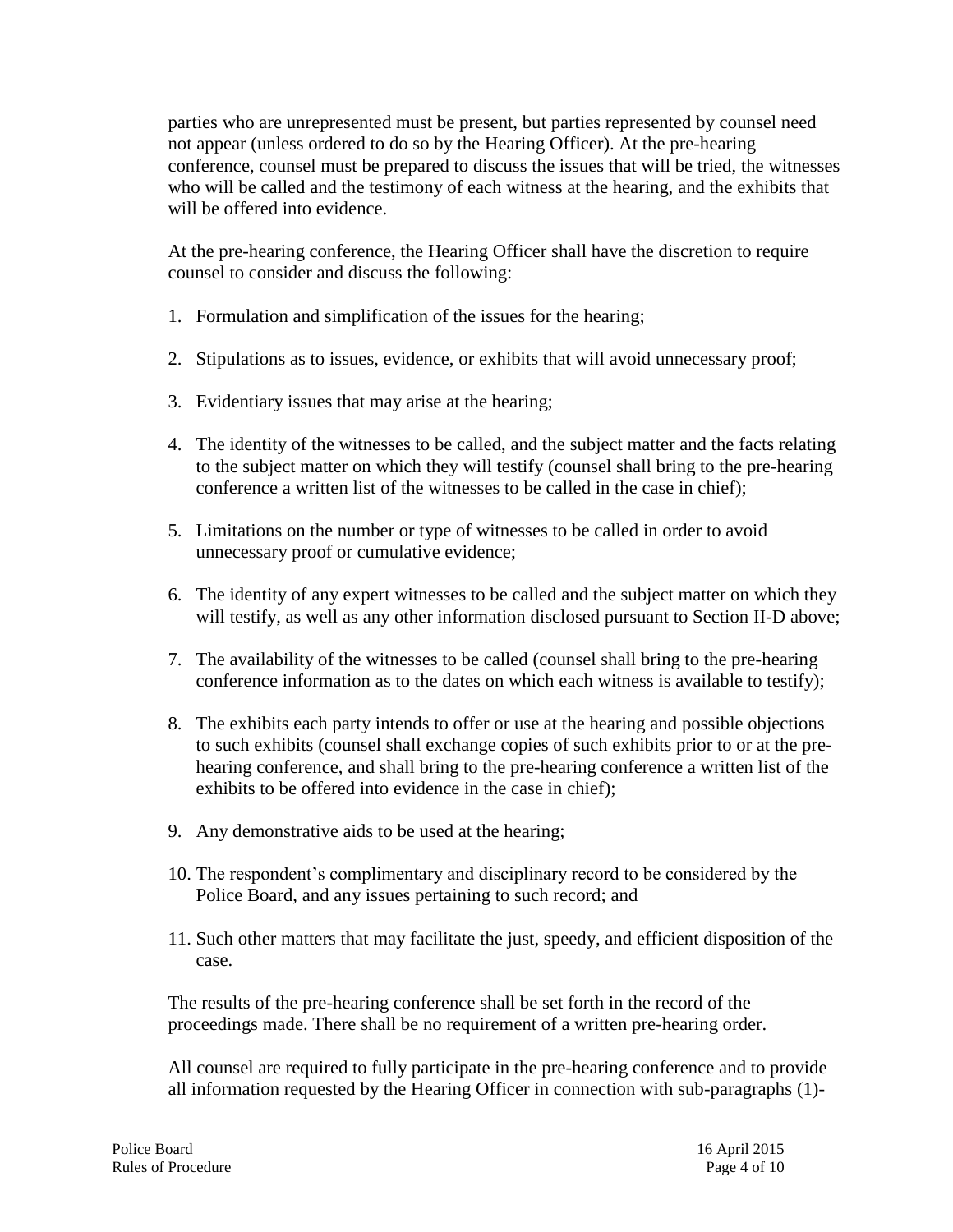parties who are unrepresented must be present, but parties represented by counsel need not appear (unless ordered to do so by the Hearing Officer). At the pre-hearing conference, counsel must be prepared to discuss the issues that will be tried, the witnesses who will be called and the testimony of each witness at the hearing, and the exhibits that will be offered into evidence.

At the pre-hearing conference, the Hearing Officer shall have the discretion to require counsel to consider and discuss the following:

1. Formulation and simplification of the issues for the hearing;

2. Stipulations as to issues, evidence, or exhibits that will avoid unnecessary proof;

3. Evidentiary issues that may arise at the hearing;

4. The identity of the witnesses to be called, and the subject matter and the facts relating to the subject matter on which they will testify (counsel shall bring to the pre-hearing conference a written list of the witnesses to be called in the case in chief);

5. Limitations on the number or type of witnesses to be called in order to avoid unnecessary proof or cumulative evidence;

6. The identity of any expert witnesses to be called and the subject matter on which they will testify, as well as any other information disclosed pursuant to Section II-D above;

7. The availability of the witnesses to be called (counsel shall bring to the pre-hearing conference information as to the dates on which each witness is available to testify);

8. The exhibits each party intends to offer or use at the hearing and possible objections to such exhibits (counsel shall exchange copies of such exhibits prior to or at the pre-hearing conference, and shall bring to the pre-hearing conference a written list of the exhibits to be offered into evidence in the case in chief);

9. Any demonstrative aids to be used at the hearing;

10. The respondent's complimentary and disciplinary record to be considered by the Police Board, and any issues pertaining to such record; and

11. Such other matters that may facilitate the just, speedy, and efficient disposition of the case.

The results of the pre-hearing conference shall be set forth in the record of the proceedings made. There shall be no requirement of a written pre-hearing order.

All counsel are required to fully participate in the pre-hearing conference and to provide all information requested by the Hearing Officer in connection with sub-paragraphs (1)-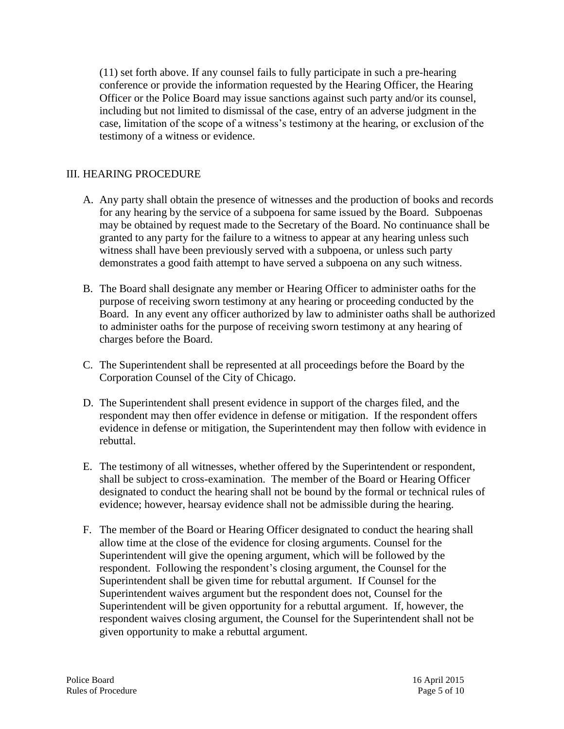(11) set forth above. If any counsel fails to fully participate in such a pre-hearing conference or provide the information requested by the Hearing Officer, the Hearing Officer or the Police Board may issue sanctions against such party and/or its counsel, including but not limited to dismissal of the case, entry of an adverse judgment in the case, limitation of the scope of a witness's testimony at the hearing, or exclusion of the testimony of a witness or evidence.

## III. HEARING PROCEDURE

A. Any party shall obtain the presence of witnesses and the production of books and records for any hearing by the service of a subpoena for same issued by the Board. Subpoenas may be obtained by request made to the Secretary of the Board. No continuance shall be granted to any party for the failure to a witness to appear at any hearing unless such witness shall have been previously served with a subpoena, or unless such party demonstrates a good faith attempt to have served a subpoena on any such witness.

B. The Board shall designate any member or Hearing Officer to administer oaths for the purpose of receiving sworn testimony at any hearing or proceeding conducted by the Board. In any event any officer authorized by law to administer oaths shall be authorized to administer oaths for the purpose of receiving sworn testimony at any hearing of charges before the Board.

C. The Superintendent shall be represented at all proceedings before the Board by the Corporation Counsel of the City of Chicago.

D. The Superintendent shall present evidence in support of the charges filed, and the respondent may then offer evidence in defense or mitigation. If the respondent offers evidence in defense or mitigation, the Superintendent may then follow with evidence in rebuttal.

E. The testimony of all witnesses, whether offered by the Superintendent or respondent, shall be subject to cross-examination. The member of the Board or Hearing Officer designated to conduct the hearing shall not be bound by the formal or technical rules of evidence; however, hearsay evidence shall not be admissible during the hearing.

F. The member of the Board or Hearing Officer designated to conduct the hearing shall allow time at the close of the evidence for closing arguments. Counsel for the Superintendent will give the opening argument, which will be followed by the respondent. Following the respondent's closing argument, the Counsel for the Superintendent shall be given time for rebuttal argument. If Counsel for the Superintendent waives argument but the respondent does not, Counsel for the Superintendent will be given opportunity for a rebuttal argument. If, however, the respondent waives closing argument, the Counsel for the Superintendent shall not be given opportunity to make a rebuttal argument.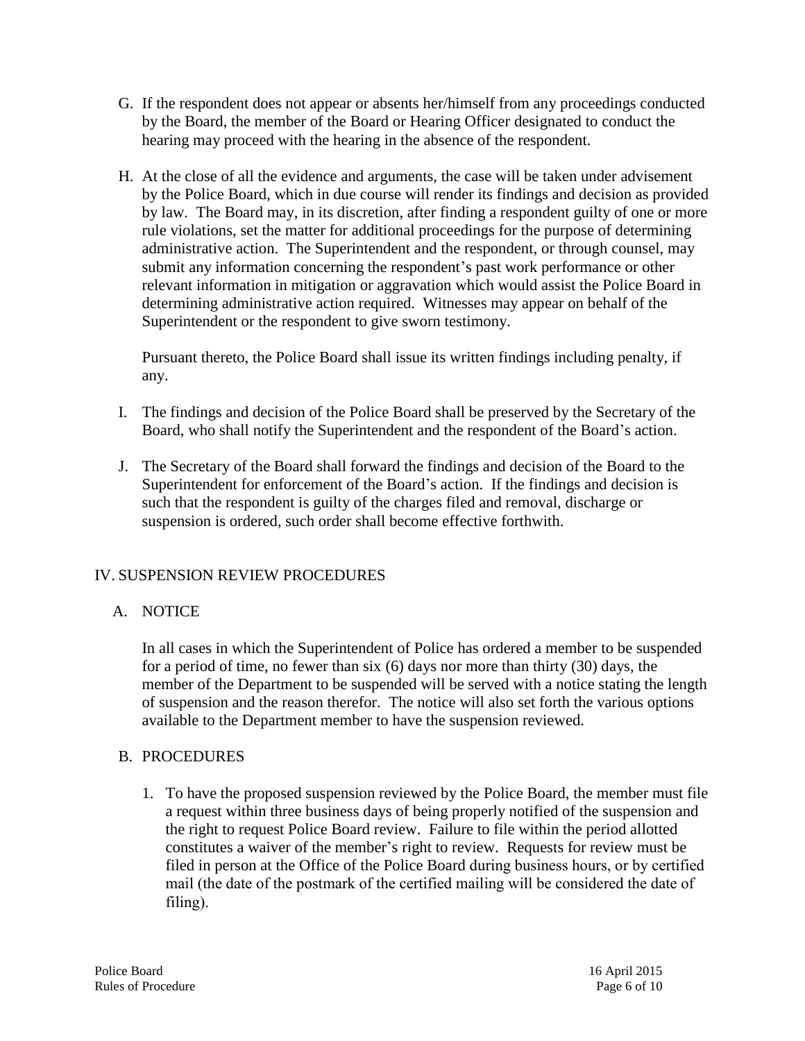G. If the respondent does not appear or absents her/himself from any proceedings conducted by the Board, the member of the Board or Hearing Officer designated to conduct the hearing may proceed with the hearing in the absence of the respondent.

H. At the close of all the evidence and arguments, the case will be taken under advisement by the Police Board, which in due course will render its findings and decision as provided by law. The Board may, in its discretion, after finding a respondent guilty of one or more rule violations, set the matter for additional proceedings for the purpose of determining administrative action. The Superintendent and the respondent, or through counsel, may submit any information concerning the respondent's past work performance or other relevant information in mitigation or aggravation which would assist the Police Board in determining administrative action required. Witnesses may appear on behalf of the Superintendent or the respondent to give sworn testimony.

   Pursuant thereto, the Police Board shall issue its written findings including penalty, if any.

I. The findings and decision of the Police Board shall be preserved by the Secretary of the Board, who shall notify the Superintendent and the respondent of the Board's action.

J. The Secretary of the Board shall forward the findings and decision of the Board to the Superintendent for enforcement of the Board's action. If the findings and decision is such that the respondent is guilty of the charges filed and removal, discharge or suspension is ordered, such order shall become effective forthwith.

## IV. SUSPENSION REVIEW PROCEDURES

### A. NOTICE

In all cases in which the Superintendent of Police has ordered a member to be suspended for a period of time, no fewer than six (6) days nor more than thirty (30) days, the member of the Department to be suspended will be served with a notice stating the length of suspension and the reason therefor. The notice will also set forth the various options available to the Department member to have the suspension reviewed.

### B. PROCEDURES

1. To have the proposed suspension reviewed by the Police Board, the member must file a request within three business days of being properly notified of the suspension and the right to request Police Board review. Failure to file within the period allotted constitutes a waiver of the member's right to review. Requests for review must be filed in person at the Office of the Police Board during business hours, or by certified mail (the date of the postmark of the certified mailing will be considered the date of filing).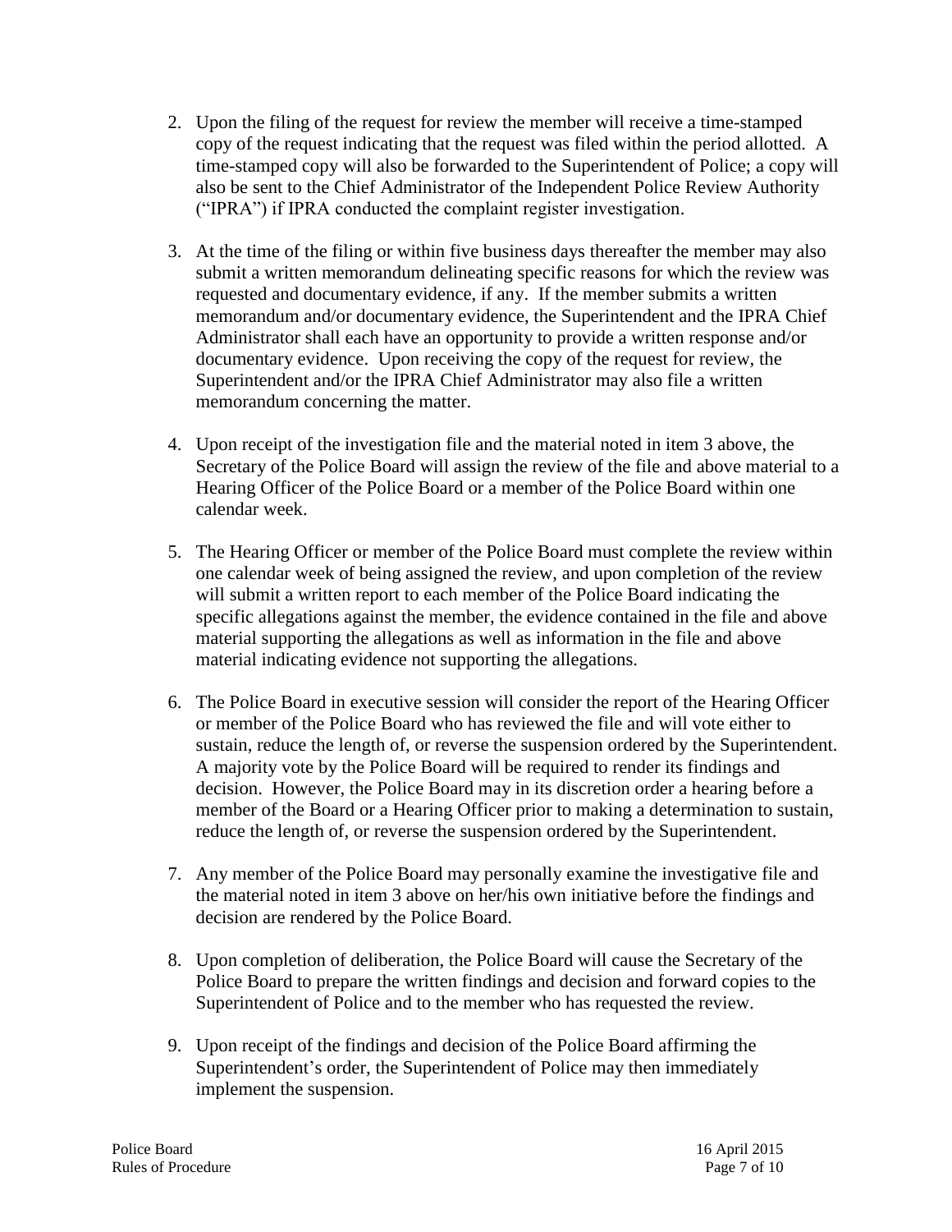2. Upon the filing of the request for review the member will receive a time-stamped copy of the request indicating that the request was filed within the period allotted. A time-stamped copy will also be forwarded to the Superintendent of Police; a copy will also be sent to the Chief Administrator of the Independent Police Review Authority ("IPRA") if IPRA conducted the complaint register investigation.

3. At the time of the filing or within five business days thereafter the member may also submit a written memorandum delineating specific reasons for which the review was requested and documentary evidence, if any. If the member submits a written memorandum and/or documentary evidence, the Superintendent and the IPRA Chief Administrator shall each have an opportunity to provide a written response and/or documentary evidence. Upon receiving the copy of the request for review, the Superintendent and/or the IPRA Chief Administrator may also file a written memorandum concerning the matter.

4. Upon receipt of the investigation file and the material noted in item 3 above, the Secretary of the Police Board will assign the review of the file and above material to a Hearing Officer of the Police Board or a member of the Police Board within one calendar week.

5. The Hearing Officer or member of the Police Board must complete the review within one calendar week of being assigned the review, and upon completion of the review will submit a written report to each member of the Police Board indicating the specific allegations against the member, the evidence contained in the file and above material supporting the allegations as well as information in the file and above material indicating evidence not supporting the allegations.

6. The Police Board in executive session will consider the report of the Hearing Officer or member of the Police Board who has reviewed the file and will vote either to sustain, reduce the length of, or reverse the suspension ordered by the Superintendent. A majority vote by the Police Board will be required to render its findings and decision. However, the Police Board may in its discretion order a hearing before a member of the Board or a Hearing Officer prior to making a determination to sustain, reduce the length of, or reverse the suspension ordered by the Superintendent.

7. Any member of the Police Board may personally examine the investigative file and the material noted in item 3 above on her/his own initiative before the findings and decision are rendered by the Police Board.

8. Upon completion of deliberation, the Police Board will cause the Secretary of the Police Board to prepare the written findings and decision and forward copies to the Superintendent of Police and to the member who has requested the review.

9. Upon receipt of the findings and decision of the Police Board affirming the Superintendent's order, the Superintendent of Police may then immediately implement the suspension.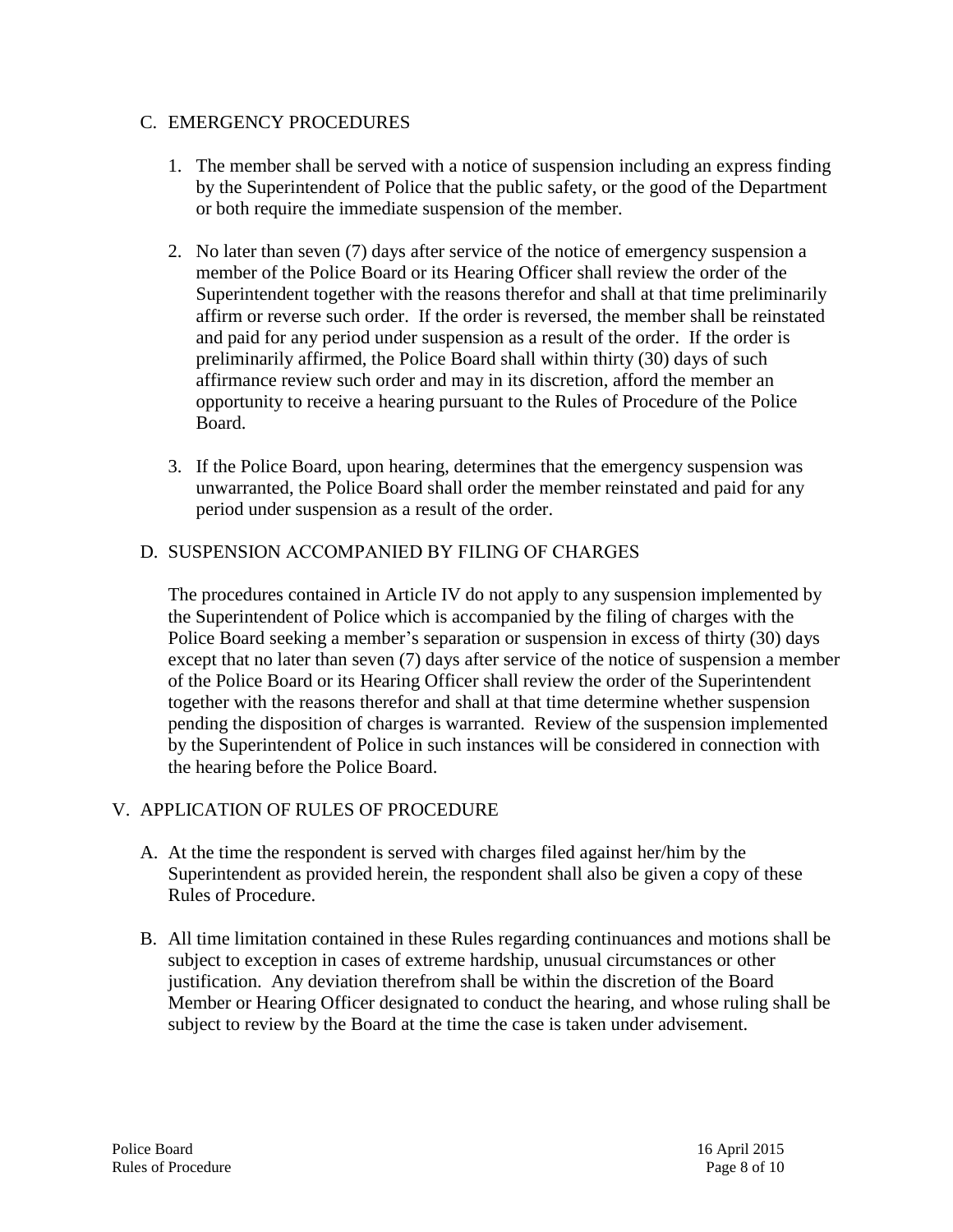## C. EMERGENCY PROCEDURES

1. The member shall be served with a notice of suspension including an express finding by the Superintendent of Police that the public safety, or the good of the Department or both require the immediate suspension of the member.

2. No later than seven (7) days after service of the notice of emergency suspension a member of the Police Board or its Hearing Officer shall review the order of the Superintendent together with the reasons therefor and shall at that time preliminarily affirm or reverse such order. If the order is reversed, the member shall be reinstated and paid for any period under suspension as a result of the order. If the order is preliminarily affirmed, the Police Board shall within thirty (30) days of such affirmance review such order and may in its discretion, afford the member an opportunity to receive a hearing pursuant to the Rules of Procedure of the Police Board.

3. If the Police Board, upon hearing, determines that the emergency suspension was unwarranted, the Police Board shall order the member reinstated and paid for any period under suspension as a result of the order.

## D. SUSPENSION ACCOMPANIED BY FILING OF CHARGES

The procedures contained in Article IV do not apply to any suspension implemented by the Superintendent of Police which is accompanied by the filing of charges with the Police Board seeking a member's separation or suspension in excess of thirty (30) days except that no later than seven (7) days after service of the notice of suspension a member of the Police Board or its Hearing Officer shall review the order of the Superintendent together with the reasons therefor and shall at that time determine whether suspension pending the disposition of charges is warranted. Review of the suspension implemented by the Superintendent of Police in such instances will be considered in connection with the hearing before the Police Board.

# V. APPLICATION OF RULES OF PROCEDURE

A. At the time the respondent is served with charges filed against her/him by the Superintendent as provided herein, the respondent shall also be given a copy of these Rules of Procedure.

B. All time limitation contained in these Rules regarding continuances and motions shall be subject to exception in cases of extreme hardship, unusual circumstances or other justification. Any deviation therefrom shall be within the discretion of the Board Member or Hearing Officer designated to conduct the hearing, and whose ruling shall be subject to review by the Board at the time the case is taken under advisement.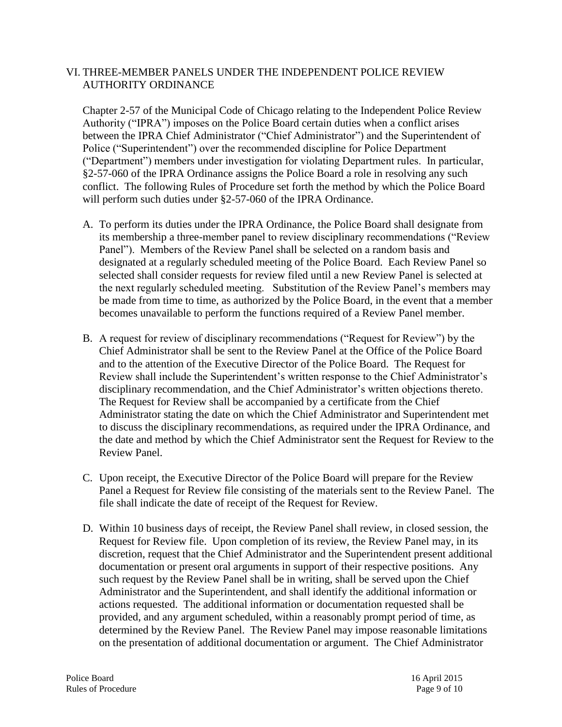## VI. THREE-MEMBER PANELS UNDER THE INDEPENDENT POLICE REVIEW AUTHORITY ORDINANCE

Chapter 2-57 of the Municipal Code of Chicago relating to the Independent Police Review Authority ("IPRA") imposes on the Police Board certain duties when a conflict arises between the IPRA Chief Administrator ("Chief Administrator") and the Superintendent of Police ("Superintendent") over the recommended discipline for Police Department ("Department") members under investigation for violating Department rules. In particular, §2-57-060 of the IPRA Ordinance assigns the Police Board a role in resolving any such conflict. The following Rules of Procedure set forth the method by which the Police Board will perform such duties under §2-57-060 of the IPRA Ordinance.

A. To perform its duties under the IPRA Ordinance, the Police Board shall designate from its membership a three-member panel to review disciplinary recommendations ("Review Panel"). Members of the Review Panel shall be selected on a random basis and designated at a regularly scheduled meeting of the Police Board. Each Review Panel so selected shall consider requests for review filed until a new Review Panel is selected at the next regularly scheduled meeting. Substitution of the Review Panel's members may be made from time to time, as authorized by the Police Board, in the event that a member becomes unavailable to perform the functions required of a Review Panel member.

B. A request for review of disciplinary recommendations ("Request for Review") by the Chief Administrator shall be sent to the Review Panel at the Office of the Police Board and to the attention of the Executive Director of the Police Board. The Request for Review shall include the Superintendent's written response to the Chief Administrator's disciplinary recommendation, and the Chief Administrator's written objections thereto. The Request for Review shall be accompanied by a certificate from the Chief Administrator stating the date on which the Chief Administrator and Superintendent met to discuss the disciplinary recommendations, as required under the IPRA Ordinance, and the date and method by which the Chief Administrator sent the Request for Review to the Review Panel.

C. Upon receipt, the Executive Director of the Police Board will prepare for the Review Panel a Request for Review file consisting of the materials sent to the Review Panel. The file shall indicate the date of receipt of the Request for Review.

D. Within 10 business days of receipt, the Review Panel shall review, in closed session, the Request for Review file. Upon completion of its review, the Review Panel may, in its discretion, request that the Chief Administrator and the Superintendent present additional documentation or present oral arguments in support of their respective positions. Any such request by the Review Panel shall be in writing, shall be served upon the Chief Administrator and the Superintendent, and shall identify the additional information or actions requested. The additional information or documentation requested shall be provided, and any argument scheduled, within a reasonably prompt period of time, as determined by the Review Panel. The Review Panel may impose reasonable limitations on the presentation of additional documentation or argument. The Chief Administrator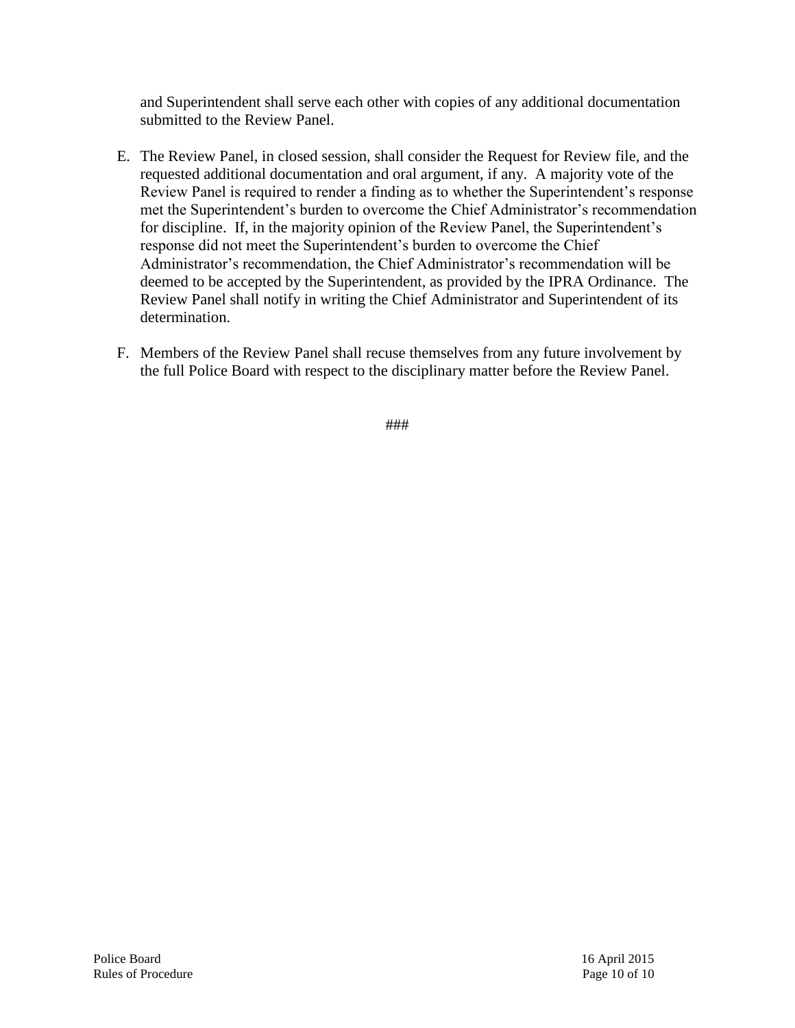and Superintendent shall serve each other with copies of any additional documentation submitted to the Review Panel.

E. The Review Panel, in closed session, shall consider the Request for Review file, and the requested additional documentation and oral argument, if any. A majority vote of the Review Panel is required to render a finding as to whether the Superintendent's response met the Superintendent's burden to overcome the Chief Administrator's recommendation for discipline. If, in the majority opinion of the Review Panel, the Superintendent's response did not meet the Superintendent's burden to overcome the Chief Administrator's recommendation, the Chief Administrator's recommendation will be deemed to be accepted by the Superintendent, as provided by the IPRA Ordinance. The Review Panel shall notify in writing the Chief Administrator and Superintendent of its determination.

F. Members of the Review Panel shall recuse themselves from any future involvement by the full Police Board with respect to the disciplinary matter before the Review Panel.

###